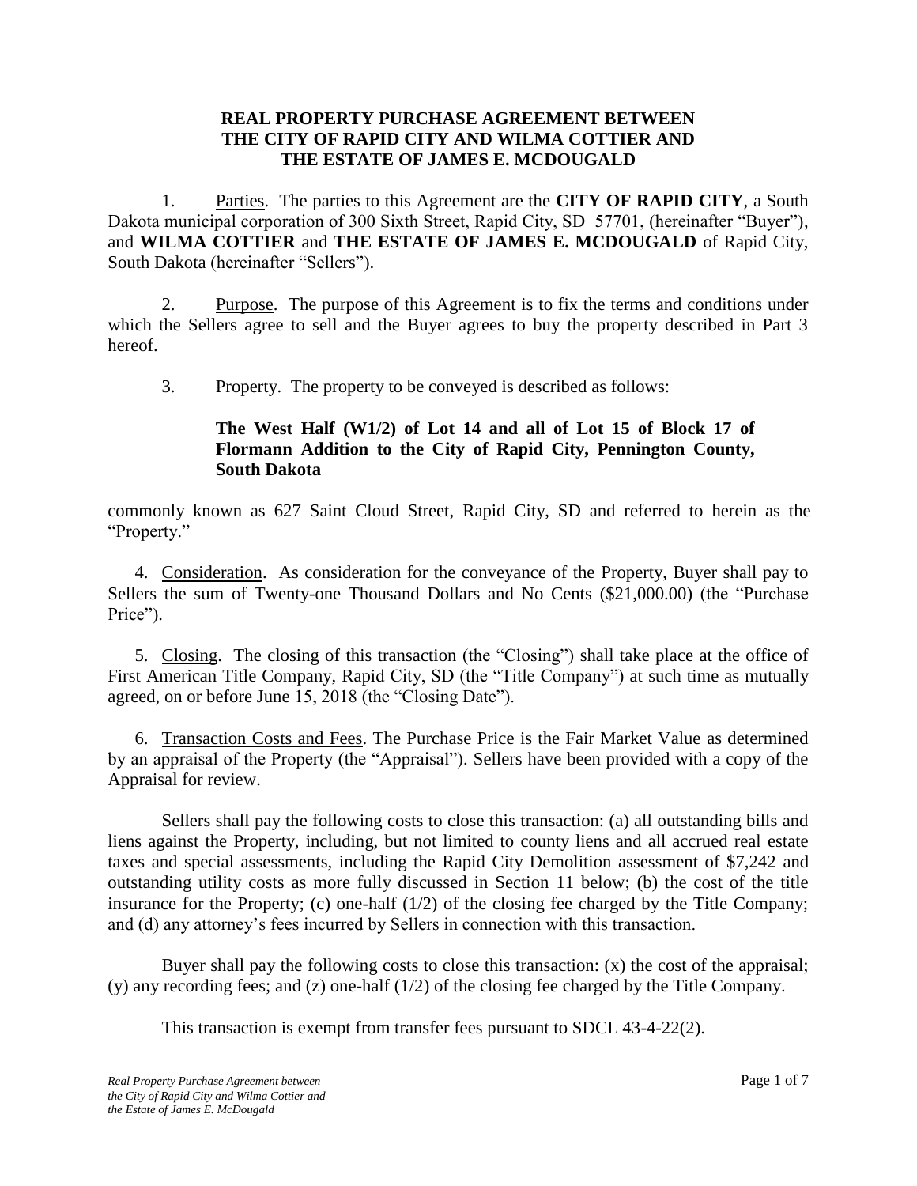# REAL PROPERTY PURCHASE AGREEMENT BETWEEN THE CITY OF RAPID CITY AND WILMA COTTIER AND THE ESTATE OF JAMES E. MCDOUGALD

1. Parties. The parties to this Agreement are the **CITY OF RAPID CITY**, a South Dakota municipal corporation of 300 Sixth Street, Rapid City, SD 57701, (hereinafter "Buyer"), and **WILMA COTTIER** and **THE ESTATE OF JAMES E. MCDOUGALD** of Rapid City, South Dakota (hereinafter "Sellers").

2. Purpose. The purpose of this Agreement is to fix the terms and conditions under which the Sellers agree to sell and the Buyer agrees to buy the property described in Part 3 hereof.

3. Property. The property to be conveyed is described as follows:

   **The West Half (W1/2) of Lot 14 and all of Lot 15 of Block 17 of Flormann Addition to the City of Rapid City, Pennington County, South Dakota**

commonly known as 627 Saint Cloud Street, Rapid City, SD and referred to herein as the "Property."

4. Consideration. As consideration for the conveyance of the Property, Buyer shall pay to Sellers the sum of Twenty-one Thousand Dollars and No Cents ($21,000.00) (the "Purchase Price").

5. Closing. The closing of this transaction (the "Closing") shall take place at the office of First American Title Company, Rapid City, SD (the "Title Company") at such time as mutually agreed, on or before June 15, 2018 (the "Closing Date").

6. Transaction Costs and Fees. The Purchase Price is the Fair Market Value as determined by an appraisal of the Property (the "Appraisal"). Sellers have been provided with a copy of the Appraisal for review.

Sellers shall pay the following costs to close this transaction: (a) all outstanding bills and liens against the Property, including, but not limited to county liens and all accrued real estate taxes and special assessments, including the Rapid City Demolition assessment of $7,242 and outstanding utility costs as more fully discussed in Section 11 below; (b) the cost of the title insurance for the Property; (c) one-half (1/2) of the closing fee charged by the Title Company; and (d) any attorney's fees incurred by Sellers in connection with this transaction.

Buyer shall pay the following costs to close this transaction: (x) the cost of the appraisal; (y) any recording fees; and (z) one-half (1/2) of the closing fee charged by the Title Company.

This transaction is exempt from transfer fees pursuant to SDCL 43-4-22(2).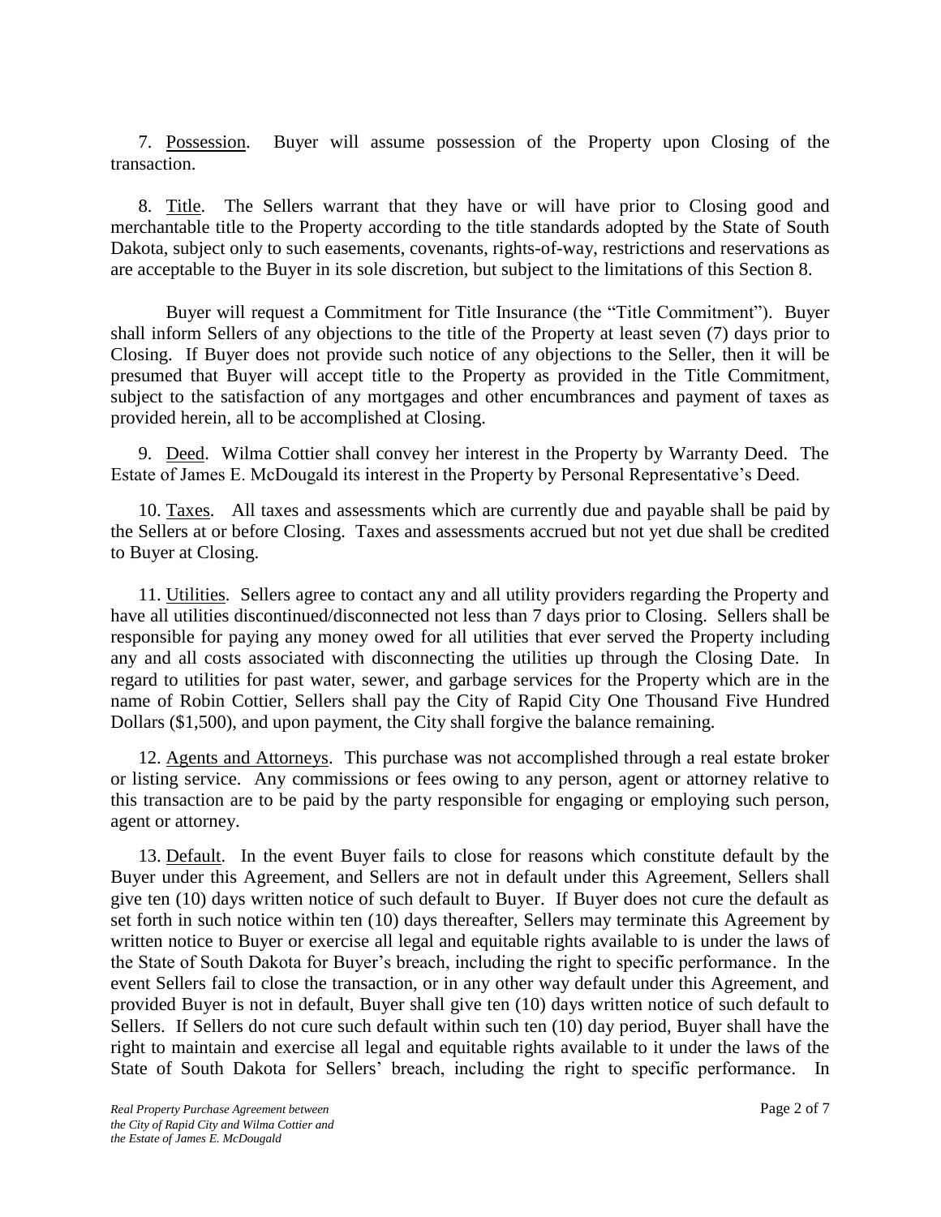7. Possession. Buyer will assume possession of the Property upon Closing of the transaction.

8. Title. The Sellers warrant that they have or will have prior to Closing good and merchantable title to the Property according to the title standards adopted by the State of South Dakota, subject only to such easements, covenants, rights-of-way, restrictions and reservations as are acceptable to the Buyer in its sole discretion, but subject to the limitations of this Section 8.

Buyer will request a Commitment for Title Insurance (the "Title Commitment"). Buyer shall inform Sellers of any objections to the title of the Property at least seven (7) days prior to Closing. If Buyer does not provide such notice of any objections to the Seller, then it will be presumed that Buyer will accept title to the Property as provided in the Title Commitment, subject to the satisfaction of any mortgages and other encumbrances and payment of taxes as provided herein, all to be accomplished at Closing.

9. Deed. Wilma Cottier shall convey her interest in the Property by Warranty Deed. The Estate of James E. McDougald its interest in the Property by Personal Representative's Deed.

10. Taxes. All taxes and assessments which are currently due and payable shall be paid by the Sellers at or before Closing. Taxes and assessments accrued but not yet due shall be credited to Buyer at Closing.

11. Utilities. Sellers agree to contact any and all utility providers regarding the Property and have all utilities discontinued/disconnected not less than 7 days prior to Closing. Sellers shall be responsible for paying any money owed for all utilities that ever served the Property including any and all costs associated with disconnecting the utilities up through the Closing Date. In regard to utilities for past water, sewer, and garbage services for the Property which are in the name of Robin Cottier, Sellers shall pay the City of Rapid City One Thousand Five Hundred Dollars ($1,500), and upon payment, the City shall forgive the balance remaining.

12. Agents and Attorneys. This purchase was not accomplished through a real estate broker or listing service. Any commissions or fees owing to any person, agent or attorney relative to this transaction are to be paid by the party responsible for engaging or employing such person, agent or attorney.

13. Default. In the event Buyer fails to close for reasons which constitute default by the Buyer under this Agreement, and Sellers are not in default under this Agreement, Sellers shall give ten (10) days written notice of such default to Buyer. If Buyer does not cure the default as set forth in such notice within ten (10) days thereafter, Sellers may terminate this Agreement by written notice to Buyer or exercise all legal and equitable rights available to is under the laws of the State of South Dakota for Buyer's breach, including the right to specific performance. In the event Sellers fail to close the transaction, or in any other way default under this Agreement, and provided Buyer is not in default, Buyer shall give ten (10) days written notice of such default to Sellers. If Sellers do not cure such default within such ten (10) day period, Buyer shall have the right to maintain and exercise all legal and equitable rights available to it under the laws of the State of South Dakota for Sellers' breach, including the right to specific performance. In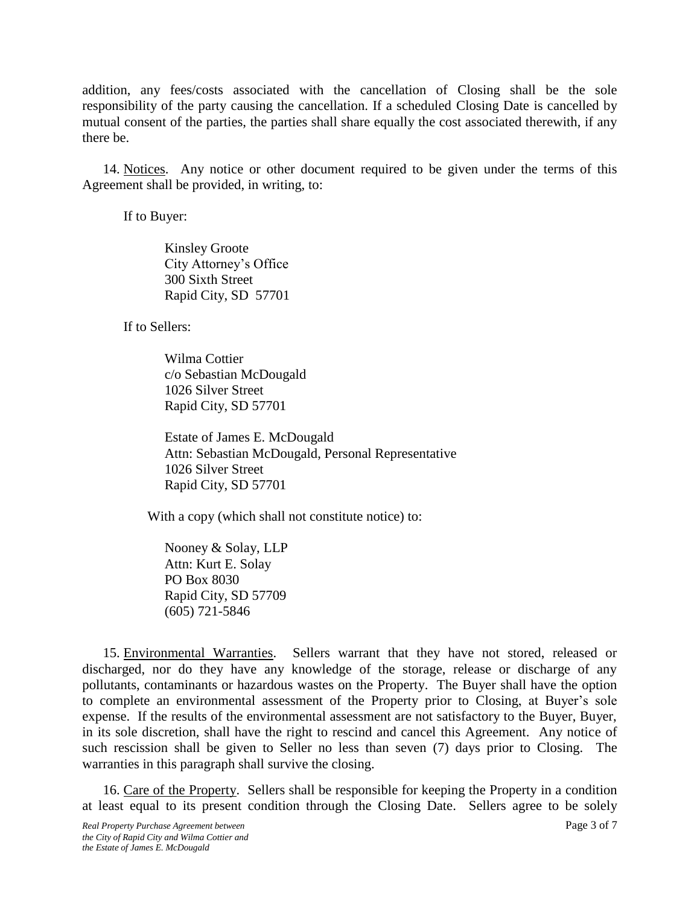addition, any fees/costs associated with the cancellation of Closing shall be the sole responsibility of the party causing the cancellation. If a scheduled Closing Date is cancelled by mutual consent of the parties, the parties shall share equally the cost associated therewith, if any there be.

14. Notices. Any notice or other document required to be given under the terms of this Agreement shall be provided, in writing, to:

If to Buyer:

Kinsley Groote
City Attorney's Office
300 Sixth Street
Rapid City, SD 57701

If to Sellers:

Wilma Cottier
c/o Sebastian McDougald
1026 Silver Street
Rapid City, SD 57701

Estate of James E. McDougald
Attn: Sebastian McDougald, Personal Representative
1026 Silver Street
Rapid City, SD 57701

With a copy (which shall not constitute notice) to:

Nooney & Solay, LLP
Attn: Kurt E. Solay
PO Box 8030
Rapid City, SD 57709
(605) 721-5846

15. Environmental Warranties. Sellers warrant that they have not stored, released or discharged, nor do they have any knowledge of the storage, release or discharge of any pollutants, contaminants or hazardous wastes on the Property. The Buyer shall have the option to complete an environmental assessment of the Property prior to Closing, at Buyer's sole expense. If the results of the environmental assessment are not satisfactory to the Buyer, Buyer, in its sole discretion, shall have the right to rescind and cancel this Agreement. Any notice of such rescission shall be given to Seller no less than seven (7) days prior to Closing. The warranties in this paragraph shall survive the closing.

16. Care of the Property. Sellers shall be responsible for keeping the Property in a condition at least equal to its present condition through the Closing Date. Sellers agree to be solely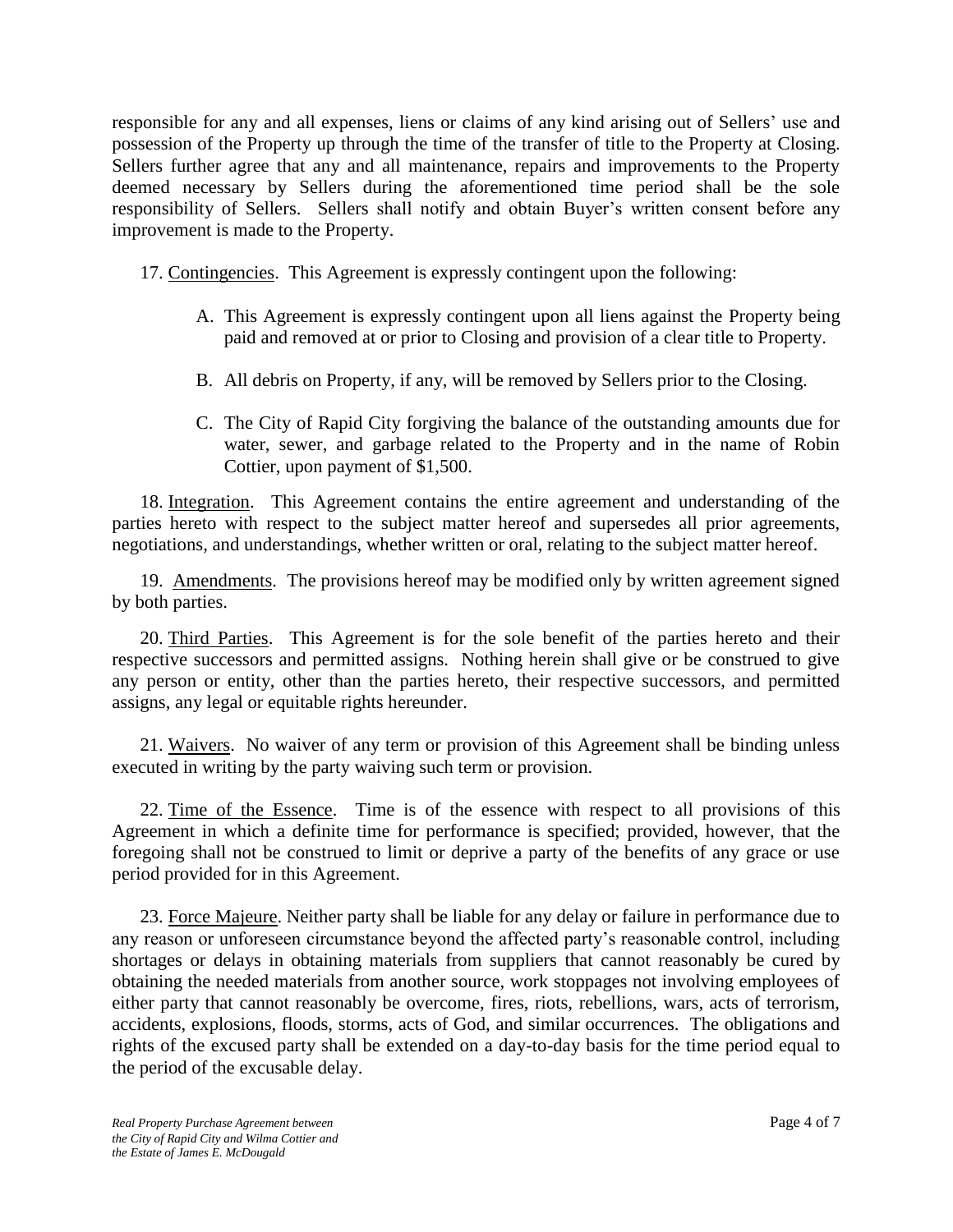responsible for any and all expenses, liens or claims of any kind arising out of Sellers' use and possession of the Property up through the time of the transfer of title to the Property at Closing. Sellers further agree that any and all maintenance, repairs and improvements to the Property deemed necessary by Sellers during the aforementioned time period shall be the sole responsibility of Sellers. Sellers shall notify and obtain Buyer's written consent before any improvement is made to the Property.

17. Contingencies. This Agreement is expressly contingent upon the following:

A. This Agreement is expressly contingent upon all liens against the Property being paid and removed at or prior to Closing and provision of a clear title to Property.

B. All debris on Property, if any, will be removed by Sellers prior to the Closing.

C. The City of Rapid City forgiving the balance of the outstanding amounts due for water, sewer, and garbage related to the Property and in the name of Robin Cottier, upon payment of $1,500.

18. Integration. This Agreement contains the entire agreement and understanding of the parties hereto with respect to the subject matter hereof and supersedes all prior agreements, negotiations, and understandings, whether written or oral, relating to the subject matter hereof.

19. Amendments. The provisions hereof may be modified only by written agreement signed by both parties.

20. Third Parties. This Agreement is for the sole benefit of the parties hereto and their respective successors and permitted assigns. Nothing herein shall give or be construed to give any person or entity, other than the parties hereto, their respective successors, and permitted assigns, any legal or equitable rights hereunder.

21. Waivers. No waiver of any term or provision of this Agreement shall be binding unless executed in writing by the party waiving such term or provision.

22. Time of the Essence. Time is of the essence with respect to all provisions of this Agreement in which a definite time for performance is specified; provided, however, that the foregoing shall not be construed to limit or deprive a party of the benefits of any grace or use period provided for in this Agreement.

23. Force Majeure. Neither party shall be liable for any delay or failure in performance due to any reason or unforeseen circumstance beyond the affected party's reasonable control, including shortages or delays in obtaining materials from suppliers that cannot reasonably be cured by obtaining the needed materials from another source, work stoppages not involving employees of either party that cannot reasonably be overcome, fires, riots, rebellions, wars, acts of terrorism, accidents, explosions, floods, storms, acts of God, and similar occurrences. The obligations and rights of the excused party shall be extended on a day-to-day basis for the time period equal to the period of the excusable delay.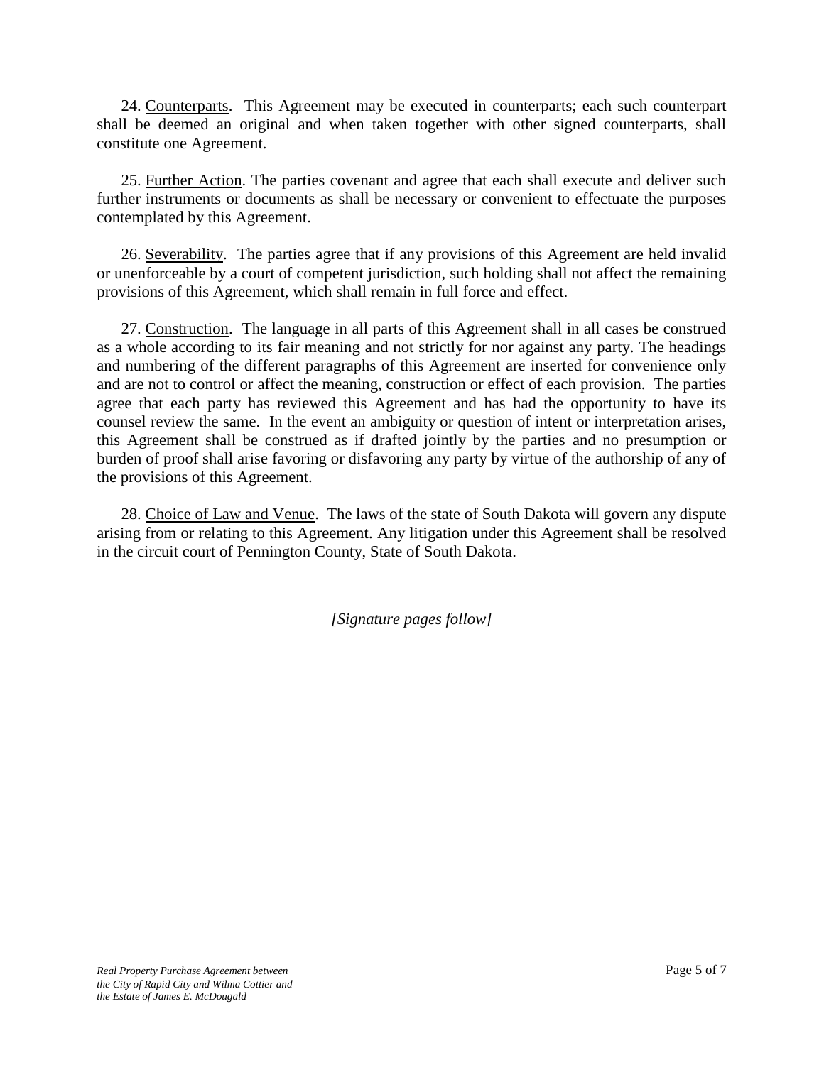24. Counterparts. This Agreement may be executed in counterparts; each such counterpart shall be deemed an original and when taken together with other signed counterparts, shall constitute one Agreement.

25. Further Action. The parties covenant and agree that each shall execute and deliver such further instruments or documents as shall be necessary or convenient to effectuate the purposes contemplated by this Agreement.

26. Severability. The parties agree that if any provisions of this Agreement are held invalid or unenforceable by a court of competent jurisdiction, such holding shall not affect the remaining provisions of this Agreement, which shall remain in full force and effect.

27. Construction. The language in all parts of this Agreement shall in all cases be construed as a whole according to its fair meaning and not strictly for nor against any party. The headings and numbering of the different paragraphs of this Agreement are inserted for convenience only and are not to control or affect the meaning, construction or effect of each provision. The parties agree that each party has reviewed this Agreement and has had the opportunity to have its counsel review the same. In the event an ambiguity or question of intent or interpretation arises, this Agreement shall be construed as if drafted jointly by the parties and no presumption or burden of proof shall arise favoring or disfavoring any party by virtue of the authorship of any of the provisions of this Agreement.

28. Choice of Law and Venue. The laws of the state of South Dakota will govern any dispute arising from or relating to this Agreement. Any litigation under this Agreement shall be resolved in the circuit court of Pennington County, State of South Dakota.

*[Signature pages follow]*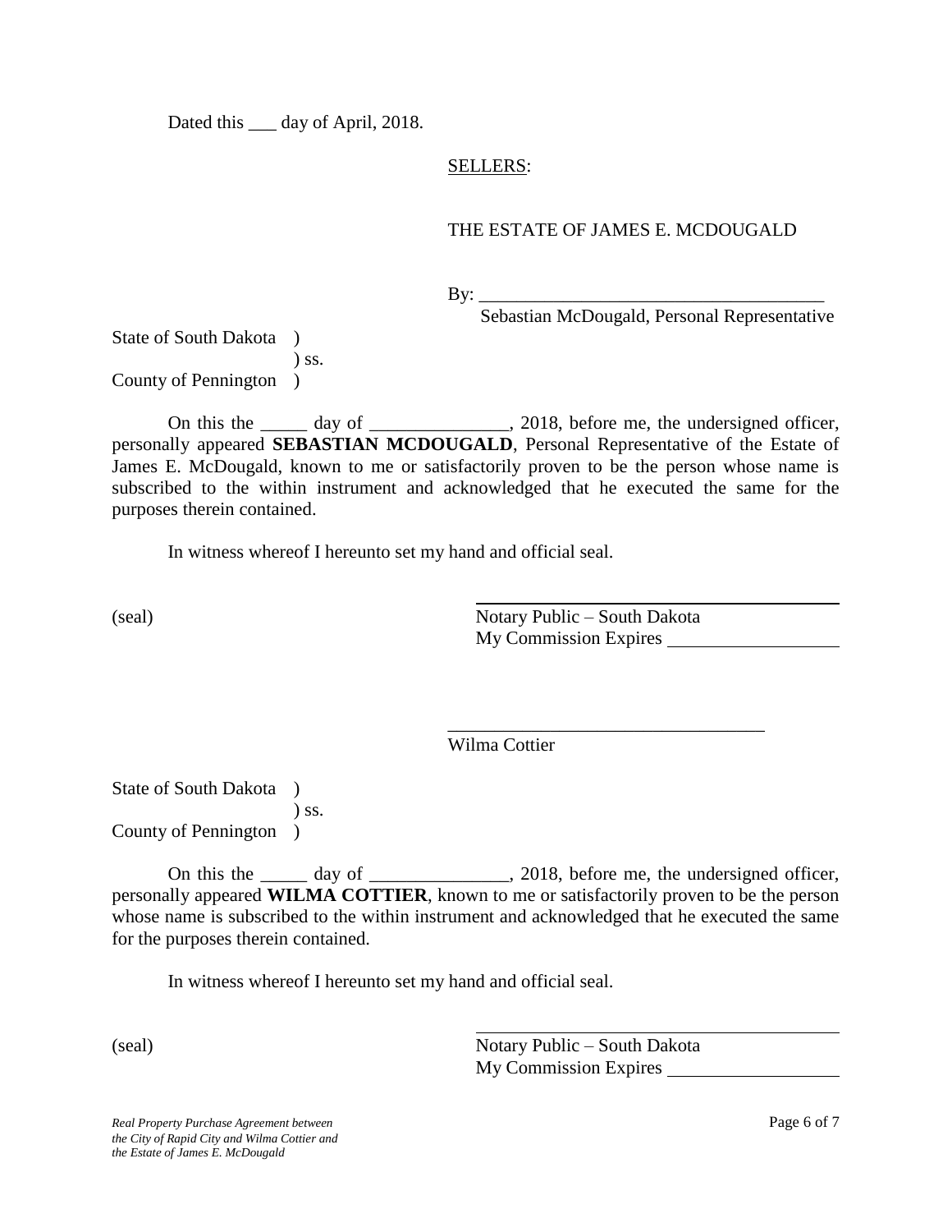Dated this ___ day of April, 2018.

SELLERS:

THE ESTATE OF JAMES E. MCDOUGALD

By: ______________________________________
Sebastian McDougald, Personal Representative

State of South Dakota )
) ss.
County of Pennington )

On this the _____ day of _______________, 2018, before me, the undersigned officer, personally appeared **SEBASTIAN MCDOUGALD**, Personal Representative of the Estate of James E. McDougald, known to me or satisfactorily proven to be the person whose name is subscribed to the within instrument and acknowledged that he executed the same for the purposes therein contained.

In witness whereof I hereunto set my hand and official seal.

(seal)

______________________________________
Notary Public – South Dakota
My Commission Expires ________________

______________________________________
Wilma Cottier

State of South Dakota )
) ss.
County of Pennington )

On this the _____ day of _______________, 2018, before me, the undersigned officer, personally appeared **WILMA COTTIER**, known to me or satisfactorily proven to be the person whose name is subscribed to the within instrument and acknowledged that he executed the same for the purposes therein contained.

In witness whereof I hereunto set my hand and official seal.

(seal)

______________________________________
Notary Public – South Dakota
My Commission Expires ________________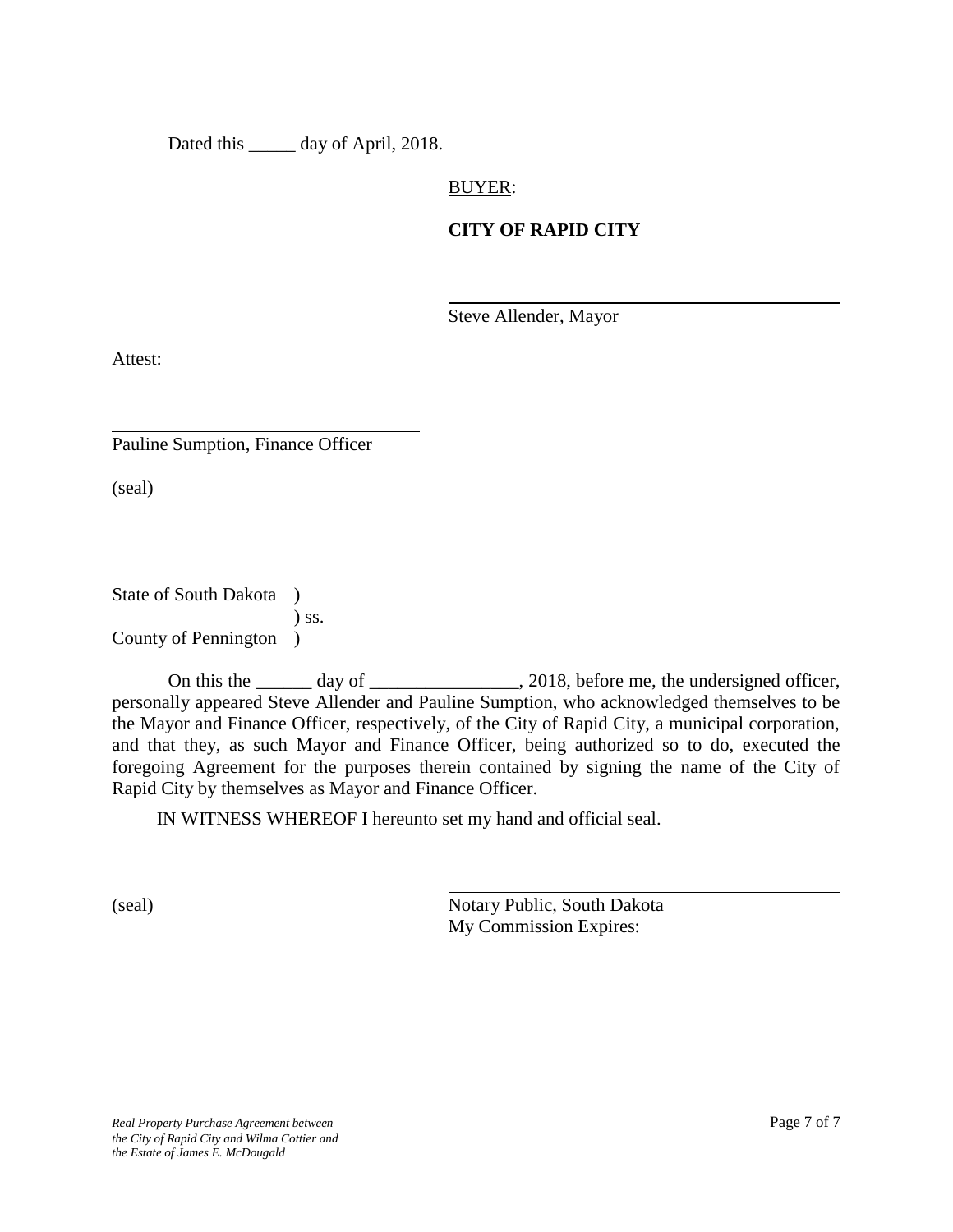Dated this _____ day of April, 2018.

BUYER:

**CITY OF RAPID CITY**

\_\_\_\_\_\_\_\_\_\_\_\_\_\_\_\_\_\_\_\_\_\_\_\_\_\_\_\_\_\_\_\_\_\_\_\_\_\_\_\_

Steve Allender, Mayor

Attest:

\_\_\_\_\_\_\_\_\_\_\_\_\_\_\_\_\_\_\_\_\_\_\_\_\_\_\_\_\_\_\_\_\_\_\_\_

Pauline Sumption, Finance Officer

(seal)

State of South Dakota )
) ss.
County of Pennington )

On this the ______ day of ________________, 2018, before me, the undersigned officer, personally appeared Steve Allender and Pauline Sumption, who acknowledged themselves to be the Mayor and Finance Officer, respectively, of the City of Rapid City, a municipal corporation, and that they, as such Mayor and Finance Officer, being authorized so to do, executed the foregoing Agreement for the purposes therein contained by signing the name of the City of Rapid City by themselves as Mayor and Finance Officer.

IN WITNESS WHEREOF I hereunto set my hand and official seal.

(seal)

\_\_\_\_\_\_\_\_\_\_\_\_\_\_\_\_\_\_\_\_\_\_\_\_\_\_\_\_\_\_\_\_\_\_\_\_\_\_\_\_

Notary Public, South Dakota
My Commission Expires: ____________________

*Real Property Purchase Agreement between the City of Rapid City and Wilma Cottier and the Estate of James E. McDougald*